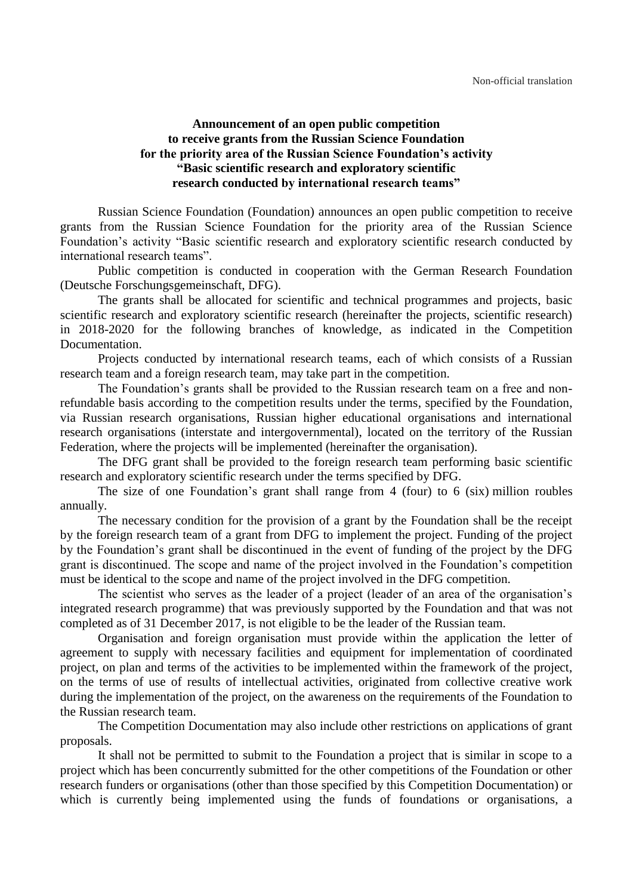Non-official translation

# Announcement of an open public competition to receive grants from the Russian Science Foundation for the priority area of the Russian Science Foundation's activity "Basic scientific research and exploratory scientific research conducted by international research teams"

Russian Science Foundation (Foundation) announces an open public competition to receive grants from the Russian Science Foundation for the priority area of the Russian Science Foundation's activity "Basic scientific research and exploratory scientific research conducted by international research teams".

Public competition is conducted in cooperation with the German Research Foundation (Deutsche Forschungsgemeinschaft, DFG).

The grants shall be allocated for scientific and technical programmes and projects, basic scientific research and exploratory scientific research (hereinafter the projects, scientific research) in 2018-2020 for the following branches of knowledge, as indicated in the Competition Documentation.

Projects conducted by international research teams, each of which consists of a Russian research team and a foreign research team, may take part in the competition.

The Foundation's grants shall be provided to the Russian research team on a free and non-refundable basis according to the competition results under the terms, specified by the Foundation, via Russian research organisations, Russian higher educational organisations and international research organisations (interstate and intergovernmental), located on the territory of the Russian Federation, where the projects will be implemented (hereinafter the organisation).

The DFG grant shall be provided to the foreign research team performing basic scientific research and exploratory scientific research under the terms specified by DFG.

The size of one Foundation's grant shall range from 4 (four) to 6 (six) million roubles annually.

The necessary condition for the provision of a grant by the Foundation shall be the receipt by the foreign research team of a grant from DFG to implement the project. Funding of the project by the Foundation's grant shall be discontinued in the event of funding of the project by the DFG grant is discontinued. The scope and name of the project involved in the Foundation's competition must be identical to the scope and name of the project involved in the DFG competition.

The scientist who serves as the leader of a project (leader of an area of the organisation's integrated research programme) that was previously supported by the Foundation and that was not completed as of 31 December 2017, is not eligible to be the leader of the Russian team.

Organisation and foreign organisation must provide within the application the letter of agreement to supply with necessary facilities and equipment for implementation of coordinated project, on plan and terms of the activities to be implemented within the framework of the project, on the terms of use of results of intellectual activities, originated from collective creative work during the implementation of the project, on the awareness on the requirements of the Foundation to the Russian research team.

The Competition Documentation may also include other restrictions on applications of grant proposals.

It shall not be permitted to submit to the Foundation a project that is similar in scope to a project which has been concurrently submitted for the other competitions of the Foundation or other research funders or organisations (other than those specified by this Competition Documentation) or which is currently being implemented using the funds of foundations or organisations, a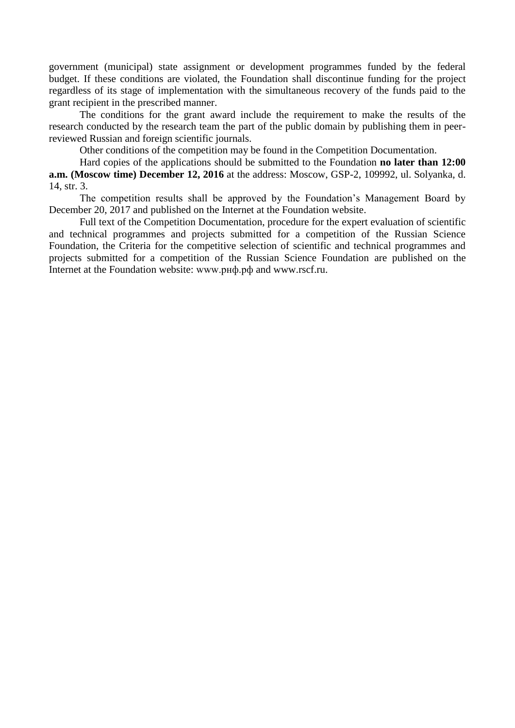government (municipal) state assignment or development programmes funded by the federal budget. If these conditions are violated, the Foundation shall discontinue funding for the project regardless of its stage of implementation with the simultaneous recovery of the funds paid to the grant recipient in the prescribed manner.

The conditions for the grant award include the requirement to make the results of the research conducted by the research team the part of the public domain by publishing them in peer-reviewed Russian and foreign scientific journals.

Other conditions of the competition may be found in the Competition Documentation.

Hard copies of the applications should be submitted to the Foundation **no later than 12:00 a.m. (Moscow time) December 12, 2016** at the address: Moscow, GSP-2, 109992, ul. Solyanka, d. 14, str. 3.

The competition results shall be approved by the Foundation's Management Board by December 20, 2017 and published on the Internet at the Foundation website.

Full text of the Competition Documentation, procedure for the expert evaluation of scientific and technical programmes and projects submitted for a competition of the Russian Science Foundation, the Criteria for the competitive selection of scientific and technical programmes and projects submitted for a competition of the Russian Science Foundation are published on the Internet at the Foundation website: www.рнф.рф and www.rscf.ru.